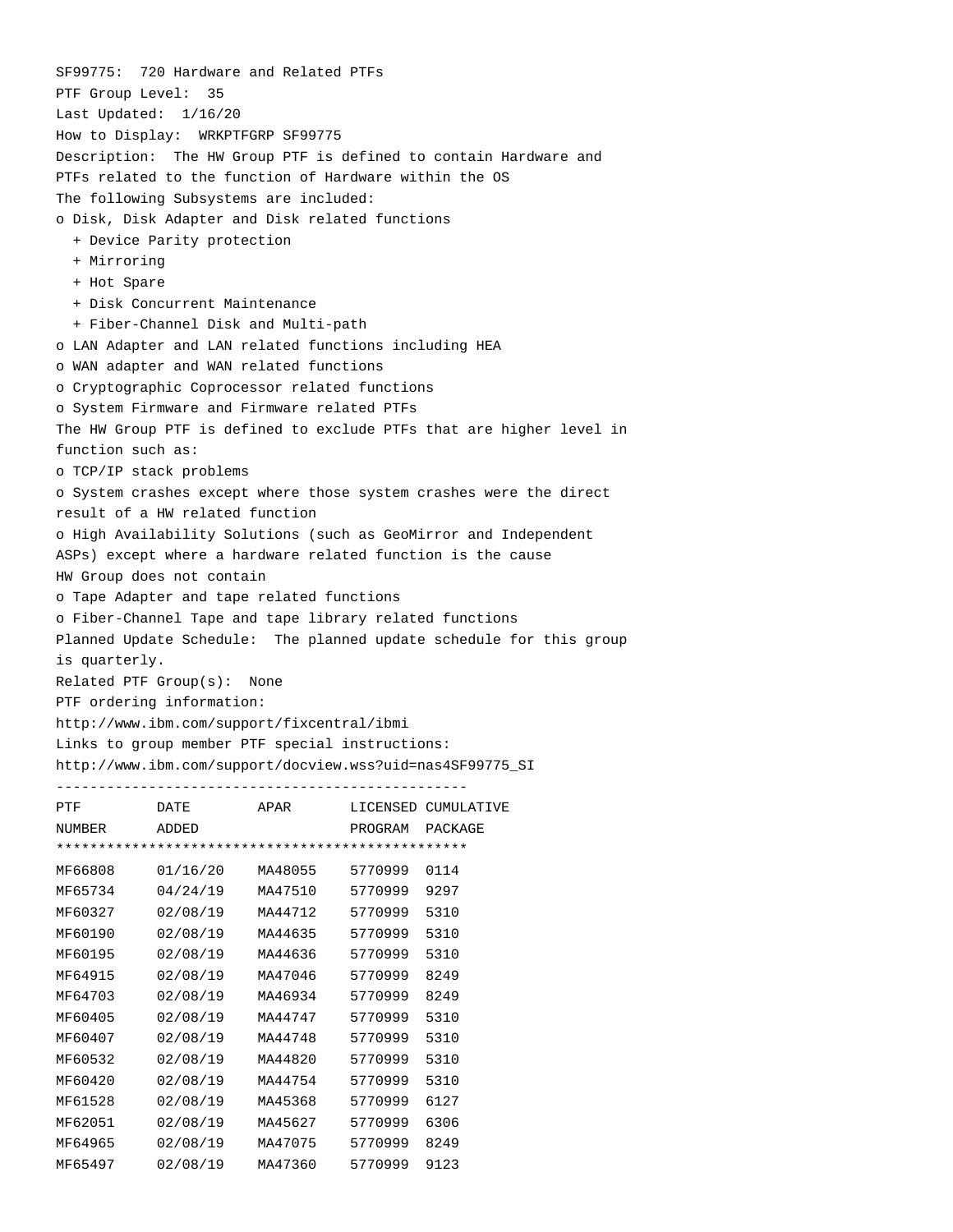SF99775: 720 Hardware and Related PTFs

PTF Group Level: 35

Last Updated: 1/16/20

How to Display: WRKPTFGRP SF99775

Description: The HW Group PTF is defined to contain Hardware and PTFs related to the function of Hardware within the OS

The following Subsystems are included:

- o Disk, Disk Adapter and Disk related functions
  - + Device Parity protection
  - + Mirroring
  - + Hot Spare
  - + Disk Concurrent Maintenance
  - + Fiber-Channel Disk and Multi-path
- o LAN Adapter and LAN related functions including HEA
- o WAN adapter and WAN related functions
- o Cryptographic Coprocessor related functions
- o System Firmware and Firmware related PTFs

The HW Group PTF is defined to exclude PTFs that are higher level in function such as:

- o TCP/IP stack problems
- o System crashes except where those system crashes were the direct result of a HW related function
- o High Availability Solutions (such as GeoMirror and Independent ASPs) except where a hardware related function is the cause

HW Group does not contain

- o Tape Adapter and tape related functions
- o Fiber-Channel Tape and tape library related functions

Planned Update Schedule: The planned update schedule for this group is quarterly.

Related PTF Group(s): None

PTF ordering information:

http://www.ibm.com/support/fixcentral/ibmi

Links to group member PTF special instructions:

http://www.ibm.com/support/docview.wss?uid=nas4SF99775_SI

| PTF NUMBER | DATE ADDED | APAR | LICENSED PROGRAM | CUMULATIVE PACKAGE |
|---|---|---|---|---|
| MF66808 | 01/16/20 | MA48055 | 5770999 | 0114 |
| MF65734 | 04/24/19 | MA47510 | 5770999 | 9297 |
| MF60327 | 02/08/19 | MA44712 | 5770999 | 5310 |
| MF60190 | 02/08/19 | MA44635 | 5770999 | 5310 |
| MF60195 | 02/08/19 | MA44636 | 5770999 | 5310 |
| MF64915 | 02/08/19 | MA47046 | 5770999 | 8249 |
| MF64703 | 02/08/19 | MA46934 | 5770999 | 8249 |
| MF60405 | 02/08/19 | MA44747 | 5770999 | 5310 |
| MF60407 | 02/08/19 | MA44748 | 5770999 | 5310 |
| MF60532 | 02/08/19 | MA44820 | 5770999 | 5310 |
| MF60420 | 02/08/19 | MA44754 | 5770999 | 5310 |
| MF61528 | 02/08/19 | MA45368 | 5770999 | 6127 |
| MF62051 | 02/08/19 | MA45627 | 5770999 | 6306 |
| MF64965 | 02/08/19 | MA47075 | 5770999 | 8249 |
| MF65497 | 02/08/19 | MA47360 | 5770999 | 9123 |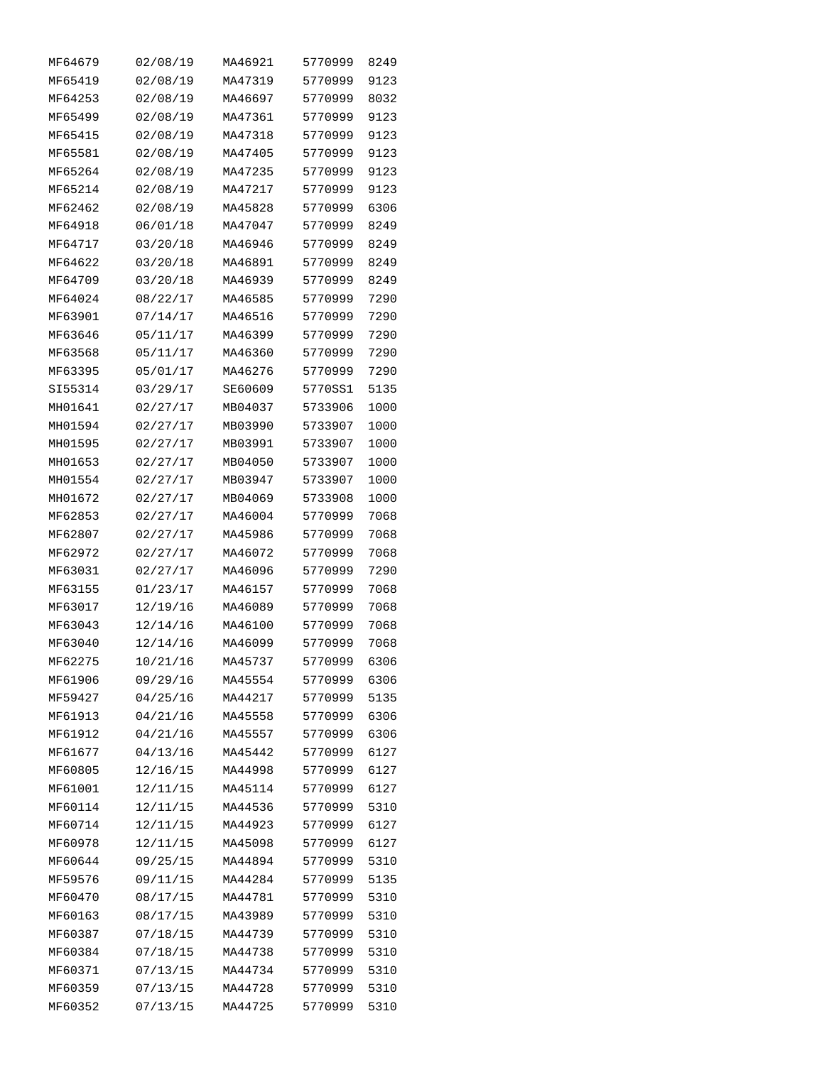| | | | | |
|---|---|---|---|---|
| MF64679 | 02/08/19 | MA46921 | 5770999 | 8249 |
| MF65419 | 02/08/19 | MA47319 | 5770999 | 9123 |
| MF64253 | 02/08/19 | MA46697 | 5770999 | 8032 |
| MF65499 | 02/08/19 | MA47361 | 5770999 | 9123 |
| MF65415 | 02/08/19 | MA47318 | 5770999 | 9123 |
| MF65581 | 02/08/19 | MA47405 | 5770999 | 9123 |
| MF65264 | 02/08/19 | MA47235 | 5770999 | 9123 |
| MF65214 | 02/08/19 | MA47217 | 5770999 | 9123 |
| MF62462 | 02/08/19 | MA45828 | 5770999 | 6306 |
| MF64918 | 06/01/18 | MA47047 | 5770999 | 8249 |
| MF64717 | 03/20/18 | MA46946 | 5770999 | 8249 |
| MF64622 | 03/20/18 | MA46891 | 5770999 | 8249 |
| MF64709 | 03/20/18 | MA46939 | 5770999 | 8249 |
| MF64024 | 08/22/17 | MA46585 | 5770999 | 7290 |
| MF63901 | 07/14/17 | MA46516 | 5770999 | 7290 |
| MF63646 | 05/11/17 | MA46399 | 5770999 | 7290 |
| MF63568 | 05/11/17 | MA46360 | 5770999 | 7290 |
| MF63395 | 05/01/17 | MA46276 | 5770999 | 7290 |
| SI55314 | 03/29/17 | SE60609 | 5770SS1 | 5135 |
| MH01641 | 02/27/17 | MB04037 | 5733906 | 1000 |
| MH01594 | 02/27/17 | MB03990 | 5733907 | 1000 |
| MH01595 | 02/27/17 | MB03991 | 5733907 | 1000 |
| MH01653 | 02/27/17 | MB04050 | 5733907 | 1000 |
| MH01554 | 02/27/17 | MB03947 | 5733907 | 1000 |
| MH01672 | 02/27/17 | MB04069 | 5733908 | 1000 |
| MF62853 | 02/27/17 | MA46004 | 5770999 | 7068 |
| MF62807 | 02/27/17 | MA45986 | 5770999 | 7068 |
| MF62972 | 02/27/17 | MA46072 | 5770999 | 7068 |
| MF63031 | 02/27/17 | MA46096 | 5770999 | 7290 |
| MF63155 | 01/23/17 | MA46157 | 5770999 | 7068 |
| MF63017 | 12/19/16 | MA46089 | 5770999 | 7068 |
| MF63043 | 12/14/16 | MA46100 | 5770999 | 7068 |
| MF63040 | 12/14/16 | MA46099 | 5770999 | 7068 |
| MF62275 | 10/21/16 | MA45737 | 5770999 | 6306 |
| MF61906 | 09/29/16 | MA45554 | 5770999 | 6306 |
| MF59427 | 04/25/16 | MA44217 | 5770999 | 5135 |
| MF61913 | 04/21/16 | MA45558 | 5770999 | 6306 |
| MF61912 | 04/21/16 | MA45557 | 5770999 | 6306 |
| MF61677 | 04/13/16 | MA45442 | 5770999 | 6127 |
| MF60805 | 12/16/15 | MA44998 | 5770999 | 6127 |
| MF61001 | 12/11/15 | MA45114 | 5770999 | 6127 |
| MF60114 | 12/11/15 | MA44536 | 5770999 | 5310 |
| MF60714 | 12/11/15 | MA44923 | 5770999 | 6127 |
| MF60978 | 12/11/15 | MA45098 | 5770999 | 6127 |
| MF60644 | 09/25/15 | MA44894 | 5770999 | 5310 |
| MF59576 | 09/11/15 | MA44284 | 5770999 | 5135 |
| MF60470 | 08/17/15 | MA44781 | 5770999 | 5310 |
| MF60163 | 08/17/15 | MA43989 | 5770999 | 5310 |
| MF60387 | 07/18/15 | MA44739 | 5770999 | 5310 |
| MF60384 | 07/18/15 | MA44738 | 5770999 | 5310 |
| MF60371 | 07/13/15 | MA44734 | 5770999 | 5310 |
| MF60359 | 07/13/15 | MA44728 | 5770999 | 5310 |
| MF60352 | 07/13/15 | MA44725 | 5770999 | 5310 |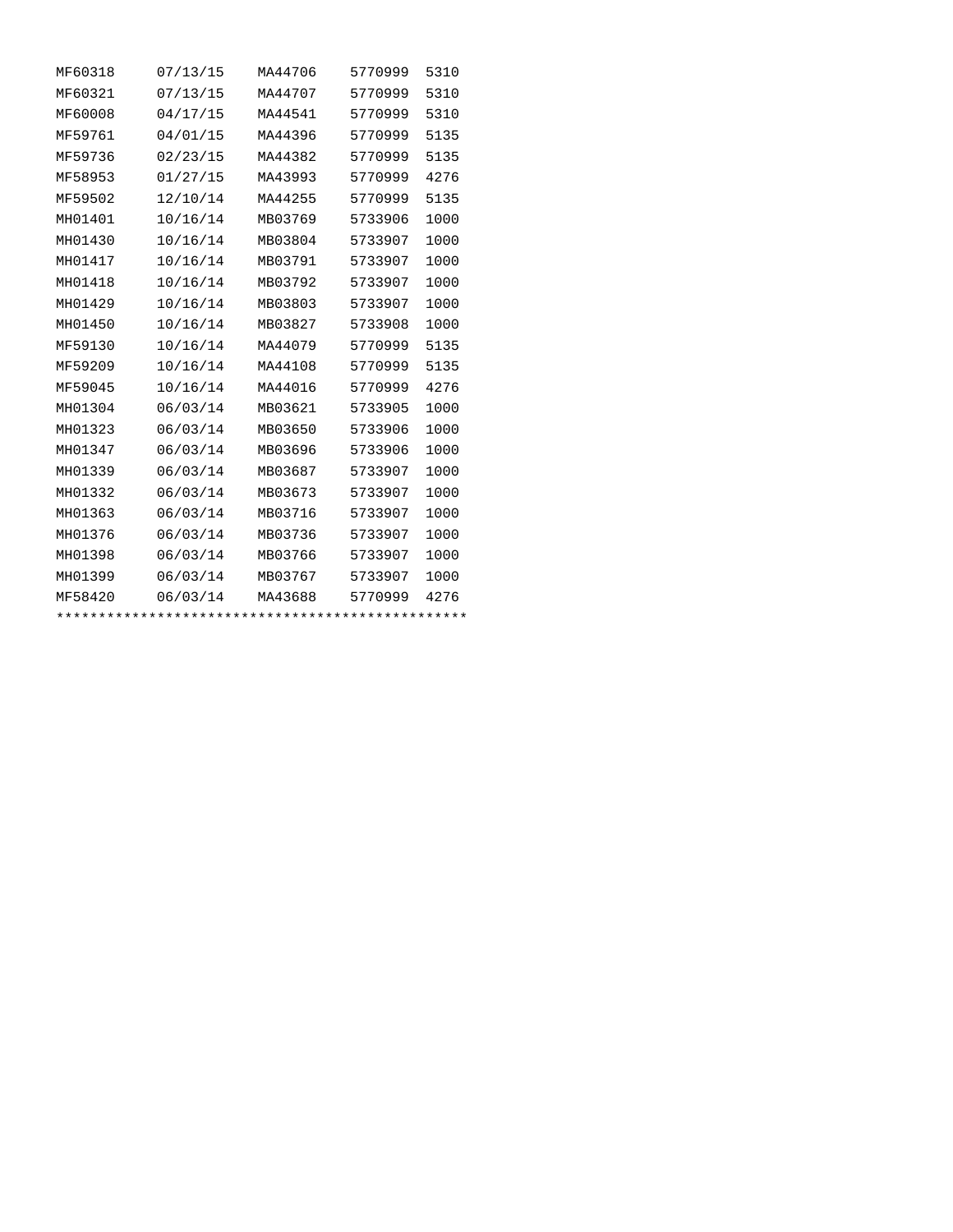| | | | | |
|---|---|---|---|---|
| MF60318 | 07/13/15 | MA44706 | 5770999 | 5310 |
| MF60321 | 07/13/15 | MA44707 | 5770999 | 5310 |
| MF60008 | 04/17/15 | MA44541 | 5770999 | 5310 |
| MF59761 | 04/01/15 | MA44396 | 5770999 | 5135 |
| MF59736 | 02/23/15 | MA44382 | 5770999 | 5135 |
| MF58953 | 01/27/15 | MA43993 | 5770999 | 4276 |
| MF59502 | 12/10/14 | MA44255 | 5770999 | 5135 |
| MH01401 | 10/16/14 | MB03769 | 5733906 | 1000 |
| MH01430 | 10/16/14 | MB03804 | 5733907 | 1000 |
| MH01417 | 10/16/14 | MB03791 | 5733907 | 1000 |
| MH01418 | 10/16/14 | MB03792 | 5733907 | 1000 |
| MH01429 | 10/16/14 | MB03803 | 5733907 | 1000 |
| MH01450 | 10/16/14 | MB03827 | 5733908 | 1000 |
| MF59130 | 10/16/14 | MA44079 | 5770999 | 5135 |
| MF59209 | 10/16/14 | MA44108 | 5770999 | 5135 |
| MF59045 | 10/16/14 | MA44016 | 5770999 | 4276 |
| MH01304 | 06/03/14 | MB03621 | 5733905 | 1000 |
| MH01323 | 06/03/14 | MB03650 | 5733906 | 1000 |
| MH01347 | 06/03/14 | MB03696 | 5733906 | 1000 |
| MH01339 | 06/03/14 | MB03687 | 5733907 | 1000 |
| MH01332 | 06/03/14 | MB03673 | 5733907 | 1000 |
| MH01363 | 06/03/14 | MB03716 | 5733907 | 1000 |
| MH01376 | 06/03/14 | MB03736 | 5733907 | 1000 |
| MH01398 | 06/03/14 | MB03766 | 5733907 | 1000 |
| MH01399 | 06/03/14 | MB03767 | 5733907 | 1000 |
| MF58420 | 06/03/14 | MA43688 | 5770999 | 4276 |

*************************************************